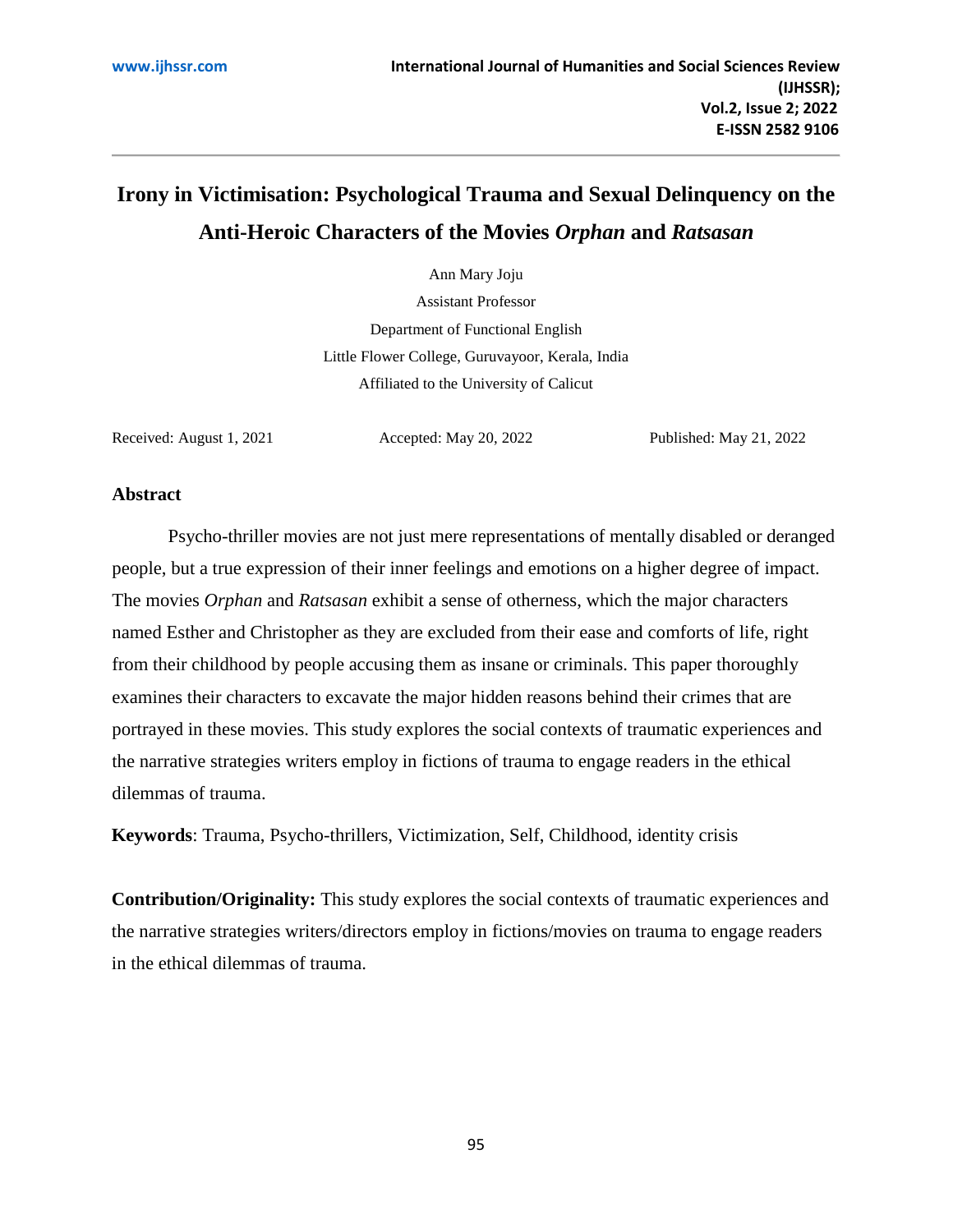# Irony in Victimisation: Psychological Trauma and Sexual Delinquency on the Anti-Heroic Characters of the Movies *Orphan* and *Ratsasan*

Ann Mary Joju

Assistant Professor

Department of Functional English

Little Flower College, Guruvayoor, Kerala, India

Affiliated to the University of Calicut

Received: August 1, 2021 Accepted: May 20, 2022 Published: May 21, 2022

## Abstract

Psycho-thriller movies are not just mere representations of mentally disabled or deranged people, but a true expression of their inner feelings and emotions on a higher degree of impact. The movies *Orphan* and *Ratsasan* exhibit a sense of otherness, which the major characters named Esther and Christopher as they are excluded from their ease and comforts of life, right from their childhood by people accusing them as insane or criminals. This paper thoroughly examines their characters to excavate the major hidden reasons behind their crimes that are portrayed in these movies. This study explores the social contexts of traumatic experiences and the narrative strategies writers employ in fictions of trauma to engage readers in the ethical dilemmas of trauma.

**Keywords**: Trauma, Psycho-thrillers, Victimization, Self, Childhood, identity crisis

**Contribution/Originality:** This study explores the social contexts of traumatic experiences and the narrative strategies writers/directors employ in fictions/movies on trauma to engage readers in the ethical dilemmas of trauma.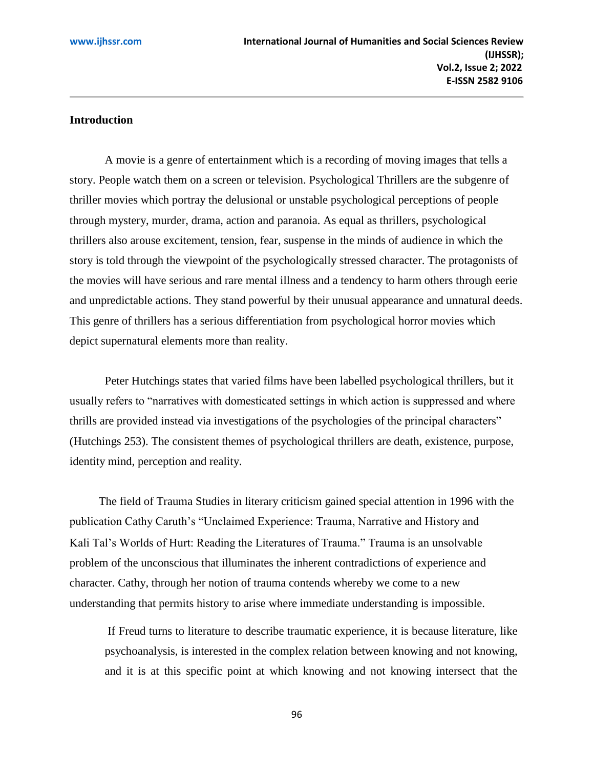## Introduction

A movie is a genre of entertainment which is a recording of moving images that tells a story. People watch them on a screen or television. Psychological Thrillers are the subgenre of thriller movies which portray the delusional or unstable psychological perceptions of people through mystery, murder, drama, action and paranoia. As equal as thrillers, psychological thrillers also arouse excitement, tension, fear, suspense in the minds of audience in which the story is told through the viewpoint of the psychologically stressed character. The protagonists of the movies will have serious and rare mental illness and a tendency to harm others through eerie and unpredictable actions. They stand powerful by their unusual appearance and unnatural deeds. This genre of thrillers has a serious differentiation from psychological horror movies which depict supernatural elements more than reality.

Peter Hutchings states that varied films have been labelled psychological thrillers, but it usually refers to "narratives with domesticated settings in which action is suppressed and where thrills are provided instead via investigations of the psychologies of the principal characters" (Hutchings 253). The consistent themes of psychological thrillers are death, existence, purpose, identity mind, perception and reality.

The field of Trauma Studies in literary criticism gained special attention in 1996 with the publication Cathy Caruth's "Unclaimed Experience: Trauma, Narrative and History and Kali Tal's Worlds of Hurt: Reading the Literatures of Trauma." Trauma is an unsolvable problem of the unconscious that illuminates the inherent contradictions of experience and character. Cathy, through her notion of trauma contends whereby we come to a new understanding that permits history to arise where immediate understanding is impossible.

> If Freud turns to literature to describe traumatic experience, it is because literature, like psychoanalysis, is interested in the complex relation between knowing and not knowing, and it is at this specific point at which knowing and not knowing intersect that the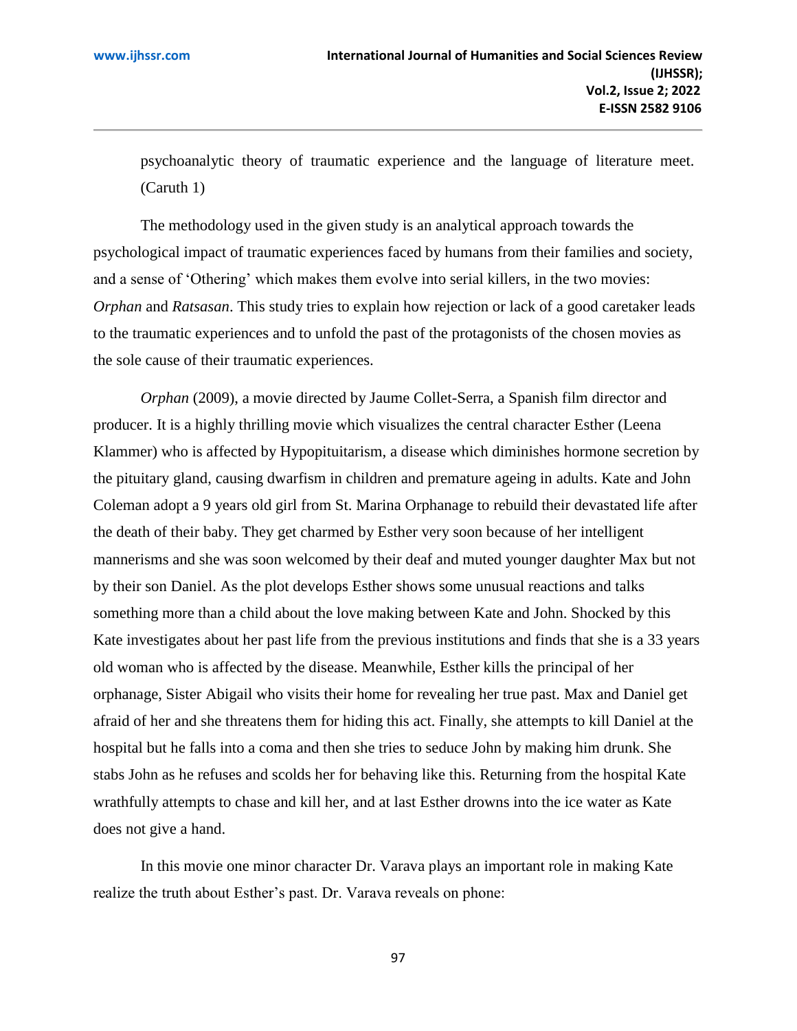psychoanalytic theory of traumatic experience and the language of literature meet. (Caruth 1)

The methodology used in the given study is an analytical approach towards the psychological impact of traumatic experiences faced by humans from their families and society, and a sense of 'Othering' which makes them evolve into serial killers, in the two movies: *Orphan* and *Ratsasan*. This study tries to explain how rejection or lack of a good caretaker leads to the traumatic experiences and to unfold the past of the protagonists of the chosen movies as the sole cause of their traumatic experiences.

*Orphan* (2009), a movie directed by Jaume Collet-Serra, a Spanish film director and producer. It is a highly thrilling movie which visualizes the central character Esther (Leena Klammer) who is affected by Hypopituitarism, a disease which diminishes hormone secretion by the pituitary gland, causing dwarfism in children and premature ageing in adults. Kate and John Coleman adopt a 9 years old girl from St. Marina Orphanage to rebuild their devastated life after the death of their baby. They get charmed by Esther very soon because of her intelligent mannerisms and she was soon welcomed by their deaf and muted younger daughter Max but not by their son Daniel. As the plot develops Esther shows some unusual reactions and talks something more than a child about the love making between Kate and John. Shocked by this Kate investigates about her past life from the previous institutions and finds that she is a 33 years old woman who is affected by the disease. Meanwhile, Esther kills the principal of her orphanage, Sister Abigail who visits their home for revealing her true past. Max and Daniel get afraid of her and she threatens them for hiding this act. Finally, she attempts to kill Daniel at the hospital but he falls into a coma and then she tries to seduce John by making him drunk. She stabs John as he refuses and scolds her for behaving like this. Returning from the hospital Kate wrathfully attempts to chase and kill her, and at last Esther drowns into the ice water as Kate does not give a hand.

In this movie one minor character Dr. Varava plays an important role in making Kate realize the truth about Esther's past. Dr. Varava reveals on phone: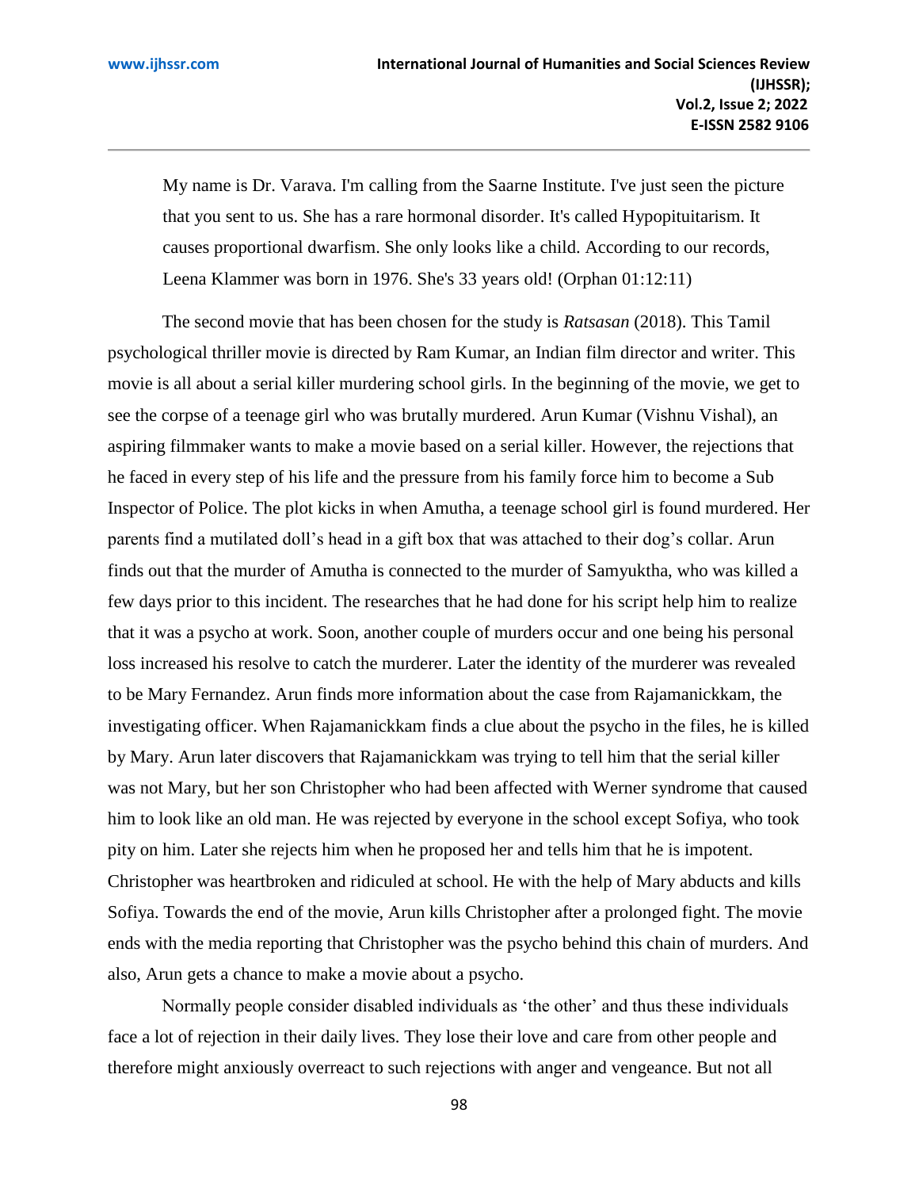> My name is Dr. Varava. I'm calling from the Saarne Institute. I've just seen the picture that you sent to us. She has a rare hormonal disorder. It's called Hypopituitarism. It causes proportional dwarfism. She only looks like a child. According to our records, Leena Klammer was born in 1976. She's 33 years old! (Orphan 01:12:11)

The second movie that has been chosen for the study is *Ratsasan* (2018). This Tamil psychological thriller movie is directed by Ram Kumar, an Indian film director and writer. This movie is all about a serial killer murdering school girls. In the beginning of the movie, we get to see the corpse of a teenage girl who was brutally murdered. Arun Kumar (Vishnu Vishal), an aspiring filmmaker wants to make a movie based on a serial killer. However, the rejections that he faced in every step of his life and the pressure from his family force him to become a Sub Inspector of Police. The plot kicks in when Amutha, a teenage school girl is found murdered. Her parents find a mutilated doll's head in a gift box that was attached to their dog's collar. Arun finds out that the murder of Amutha is connected to the murder of Samyuktha, who was killed a few days prior to this incident. The researches that he had done for his script help him to realize that it was a psycho at work. Soon, another couple of murders occur and one being his personal loss increased his resolve to catch the murderer. Later the identity of the murderer was revealed to be Mary Fernandez. Arun finds more information about the case from Rajamanickkam, the investigating officer. When Rajamanickkam finds a clue about the psycho in the files, he is killed by Mary. Arun later discovers that Rajamanickkam was trying to tell him that the serial killer was not Mary, but her son Christopher who had been affected with Werner syndrome that caused him to look like an old man. He was rejected by everyone in the school except Sofiya, who took pity on him. Later she rejects him when he proposed her and tells him that he is impotent. Christopher was heartbroken and ridiculed at school. He with the help of Mary abducts and kills Sofiya. Towards the end of the movie, Arun kills Christopher after a prolonged fight. The movie ends with the media reporting that Christopher was the psycho behind this chain of murders. And also, Arun gets a chance to make a movie about a psycho.

Normally people consider disabled individuals as 'the other' and thus these individuals face a lot of rejection in their daily lives. They lose their love and care from other people and therefore might anxiously overreact to such rejections with anger and vengeance. But not all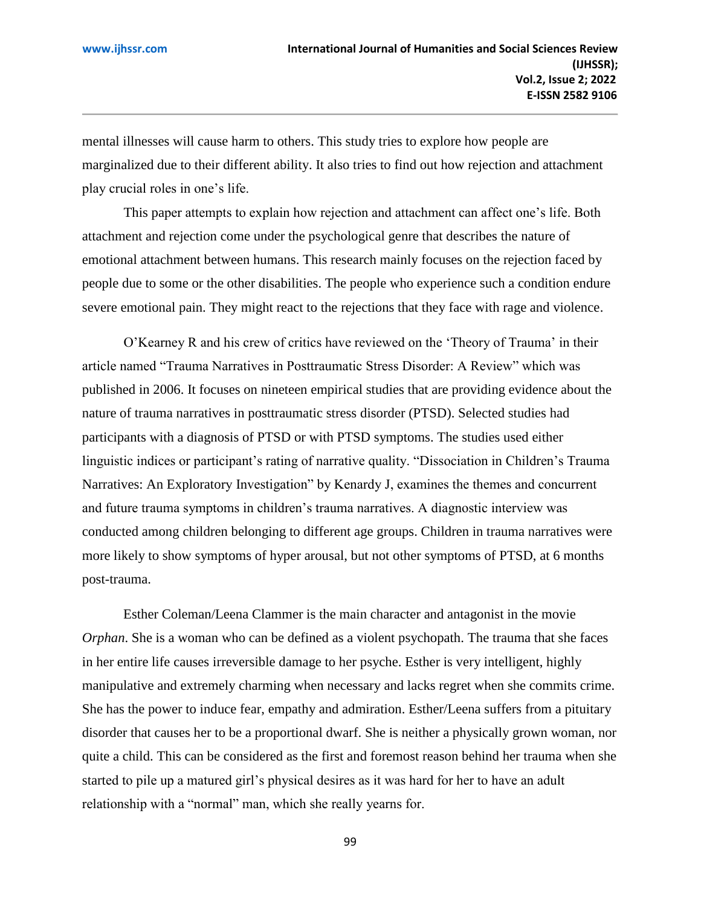mental illnesses will cause harm to others. This study tries to explore how people are marginalized due to their different ability. It also tries to find out how rejection and attachment play crucial roles in one's life.

This paper attempts to explain how rejection and attachment can affect one's life. Both attachment and rejection come under the psychological genre that describes the nature of emotional attachment between humans. This research mainly focuses on the rejection faced by people due to some or the other disabilities. The people who experience such a condition endure severe emotional pain. They might react to the rejections that they face with rage and violence.

O'Kearney R and his crew of critics have reviewed on the 'Theory of Trauma' in their article named "Trauma Narratives in Posttraumatic Stress Disorder: A Review" which was published in 2006. It focuses on nineteen empirical studies that are providing evidence about the nature of trauma narratives in posttraumatic stress disorder (PTSD). Selected studies had participants with a diagnosis of PTSD or with PTSD symptoms. The studies used either linguistic indices or participant's rating of narrative quality. "Dissociation in Children's Trauma Narratives: An Exploratory Investigation" by Kenardy J, examines the themes and concurrent and future trauma symptoms in children's trauma narratives. A diagnostic interview was conducted among children belonging to different age groups. Children in trauma narratives were more likely to show symptoms of hyper arousal, but not other symptoms of PTSD, at 6 months post-trauma.

Esther Coleman/Leena Clammer is the main character and antagonist in the movie *Orphan*. She is a woman who can be defined as a violent psychopath. The trauma that she faces in her entire life causes irreversible damage to her psyche. Esther is very intelligent, highly manipulative and extremely charming when necessary and lacks regret when she commits crime. She has the power to induce fear, empathy and admiration. Esther/Leena suffers from a pituitary disorder that causes her to be a proportional dwarf. She is neither a physically grown woman, nor quite a child. This can be considered as the first and foremost reason behind her trauma when she started to pile up a matured girl's physical desires as it was hard for her to have an adult relationship with a "normal" man, which she really yearns for.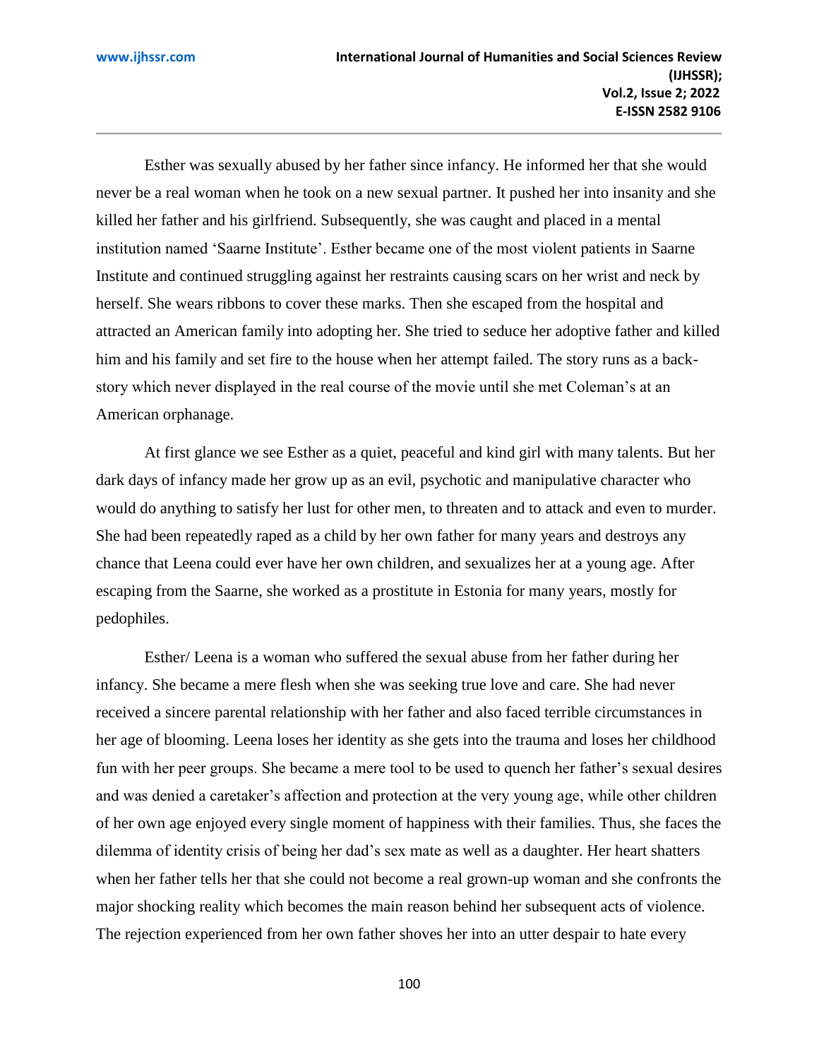Esther was sexually abused by her father since infancy. He informed her that she would never be a real woman when he took on a new sexual partner. It pushed her into insanity and she killed her father and his girlfriend. Subsequently, she was caught and placed in a mental institution named 'Saarne Institute'. Esther became one of the most violent patients in Saarne Institute and continued struggling against her restraints causing scars on her wrist and neck by herself. She wears ribbons to cover these marks. Then she escaped from the hospital and attracted an American family into adopting her. She tried to seduce her adoptive father and killed him and his family and set fire to the house when her attempt failed. The story runs as a back-story which never displayed in the real course of the movie until she met Coleman's at an American orphanage.

At first glance we see Esther as a quiet, peaceful and kind girl with many talents. But her dark days of infancy made her grow up as an evil, psychotic and manipulative character who would do anything to satisfy her lust for other men, to threaten and to attack and even to murder. She had been repeatedly raped as a child by her own father for many years and destroys any chance that Leena could ever have her own children, and sexualizes her at a young age. After escaping from the Saarne, she worked as a prostitute in Estonia for many years, mostly for pedophiles.

Esther/ Leena is a woman who suffered the sexual abuse from her father during her infancy. She became a mere flesh when she was seeking true love and care. She had never received a sincere parental relationship with her father and also faced terrible circumstances in her age of blooming. Leena loses her identity as she gets into the trauma and loses her childhood fun with her peer groups. She became a mere tool to be used to quench her father's sexual desires and was denied a caretaker's affection and protection at the very young age, while other children of her own age enjoyed every single moment of happiness with their families. Thus, she faces the dilemma of identity crisis of being her dad's sex mate as well as a daughter. Her heart shatters when her father tells her that she could not become a real grown-up woman and she confronts the major shocking reality which becomes the main reason behind her subsequent acts of violence. The rejection experienced from her own father shoves her into an utter despair to hate every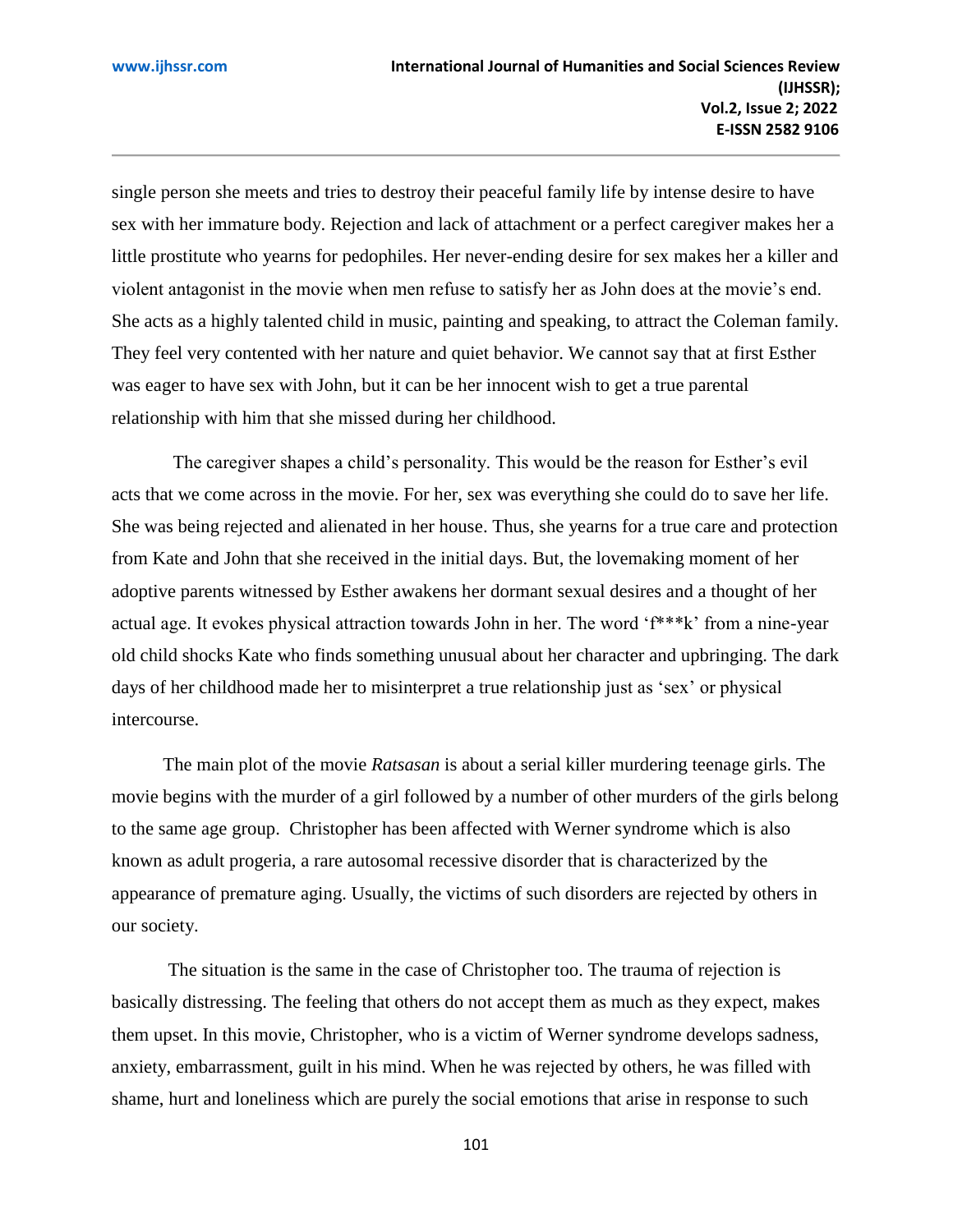single person she meets and tries to destroy their peaceful family life by intense desire to have sex with her immature body. Rejection and lack of attachment or a perfect caregiver makes her a little prostitute who yearns for pedophiles. Her never-ending desire for sex makes her a killer and violent antagonist in the movie when men refuse to satisfy her as John does at the movie's end. She acts as a highly talented child in music, painting and speaking, to attract the Coleman family. They feel very contented with her nature and quiet behavior. We cannot say that at first Esther was eager to have sex with John, but it can be her innocent wish to get a true parental relationship with him that she missed during her childhood.

The caregiver shapes a child's personality. This would be the reason for Esther's evil acts that we come across in the movie. For her, sex was everything she could do to save her life. She was being rejected and alienated in her house. Thus, she yearns for a true care and protection from Kate and John that she received in the initial days. But, the lovemaking moment of her adoptive parents witnessed by Esther awakens her dormant sexual desires and a thought of her actual age. It evokes physical attraction towards John in her. The word 'f***k' from a nine-year old child shocks Kate who finds something unusual about her character and upbringing. The dark days of her childhood made her to misinterpret a true relationship just as 'sex' or physical intercourse.

The main plot of the movie *Ratsasan* is about a serial killer murdering teenage girls. The movie begins with the murder of a girl followed by a number of other murders of the girls belong to the same age group. Christopher has been affected with Werner syndrome which is also known as adult progeria, a rare autosomal recessive disorder that is characterized by the appearance of premature aging. Usually, the victims of such disorders are rejected by others in our society.

The situation is the same in the case of Christopher too. The trauma of rejection is basically distressing. The feeling that others do not accept them as much as they expect, makes them upset. In this movie, Christopher, who is a victim of Werner syndrome develops sadness, anxiety, embarrassment, guilt in his mind. When he was rejected by others, he was filled with shame, hurt and loneliness which are purely the social emotions that arise in response to such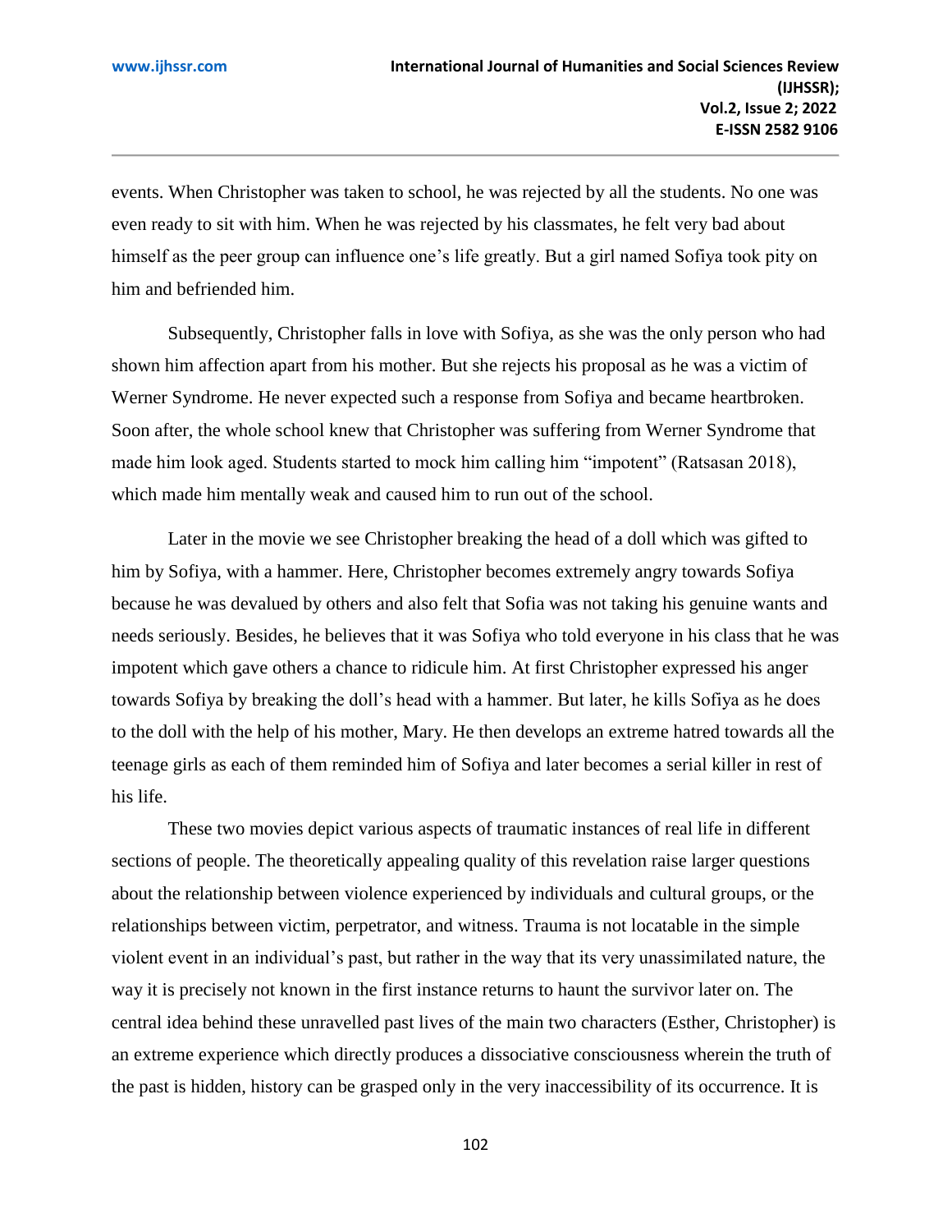events. When Christopher was taken to school, he was rejected by all the students. No one was even ready to sit with him. When he was rejected by his classmates, he felt very bad about himself as the peer group can influence one's life greatly. But a girl named Sofiya took pity on him and befriended him.

Subsequently, Christopher falls in love with Sofiya, as she was the only person who had shown him affection apart from his mother. But she rejects his proposal as he was a victim of Werner Syndrome. He never expected such a response from Sofiya and became heartbroken. Soon after, the whole school knew that Christopher was suffering from Werner Syndrome that made him look aged. Students started to mock him calling him "impotent" (Ratsasan 2018), which made him mentally weak and caused him to run out of the school.

Later in the movie we see Christopher breaking the head of a doll which was gifted to him by Sofiya, with a hammer. Here, Christopher becomes extremely angry towards Sofiya because he was devalued by others and also felt that Sofia was not taking his genuine wants and needs seriously. Besides, he believes that it was Sofiya who told everyone in his class that he was impotent which gave others a chance to ridicule him. At first Christopher expressed his anger towards Sofiya by breaking the doll's head with a hammer. But later, he kills Sofiya as he does to the doll with the help of his mother, Mary. He then develops an extreme hatred towards all the teenage girls as each of them reminded him of Sofiya and later becomes a serial killer in rest of his life.

These two movies depict various aspects of traumatic instances of real life in different sections of people. The theoretically appealing quality of this revelation raise larger questions about the relationship between violence experienced by individuals and cultural groups, or the relationships between victim, perpetrator, and witness. Trauma is not locatable in the simple violent event in an individual's past, but rather in the way that its very unassimilated nature, the way it is precisely not known in the first instance returns to haunt the survivor later on. The central idea behind these unravelled past lives of the main two characters (Esther, Christopher) is an extreme experience which directly produces a dissociative consciousness wherein the truth of the past is hidden, history can be grasped only in the very inaccessibility of its occurrence. It is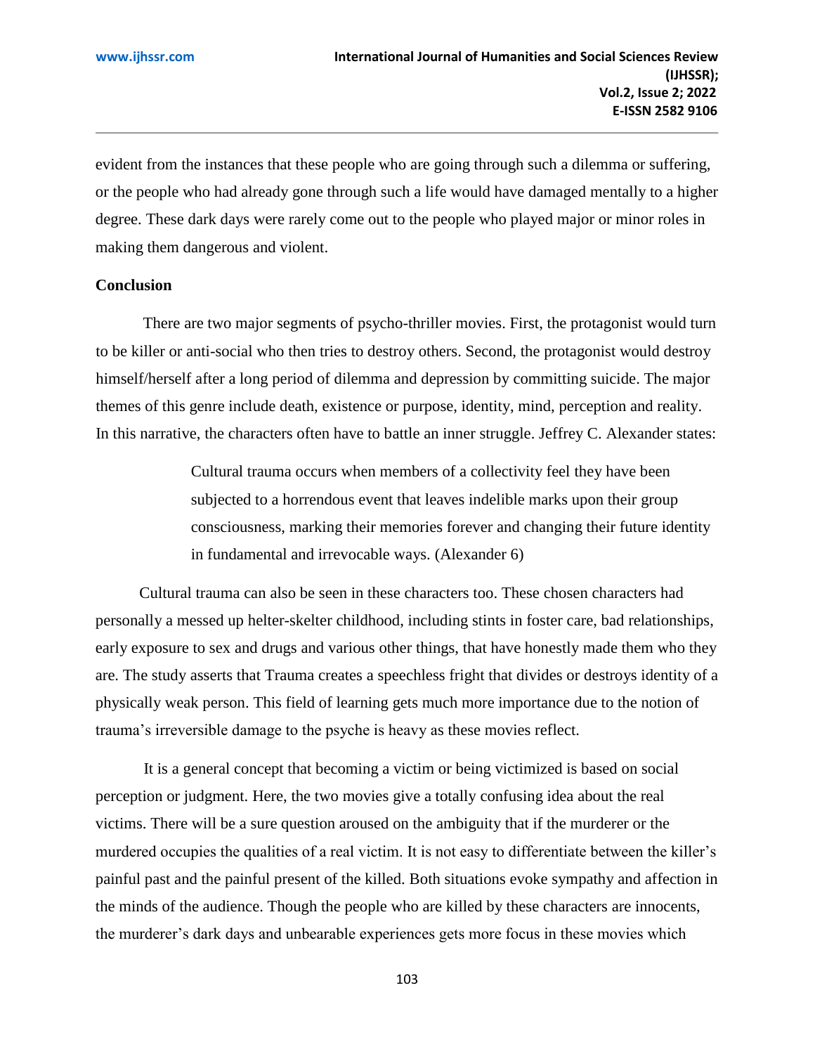evident from the instances that these people who are going through such a dilemma or suffering, or the people who had already gone through such a life would have damaged mentally to a higher degree. These dark days were rarely come out to the people who played major or minor roles in making them dangerous and violent.

## Conclusion

There are two major segments of psycho-thriller movies. First, the protagonist would turn to be killer or anti-social who then tries to destroy others. Second, the protagonist would destroy himself/herself after a long period of dilemma and depression by committing suicide. The major themes of this genre include death, existence or purpose, identity, mind, perception and reality. In this narrative, the characters often have to battle an inner struggle. Jeffrey C. Alexander states:

> Cultural trauma occurs when members of a collectivity feel they have been subjected to a horrendous event that leaves indelible marks upon their group consciousness, marking their memories forever and changing their future identity in fundamental and irrevocable ways. (Alexander 6)

Cultural trauma can also be seen in these characters too. These chosen characters had personally a messed up helter-skelter childhood, including stints in foster care, bad relationships, early exposure to sex and drugs and various other things, that have honestly made them who they are. The study asserts that Trauma creates a speechless fright that divides or destroys identity of a physically weak person. This field of learning gets much more importance due to the notion of trauma's irreversible damage to the psyche is heavy as these movies reflect.

It is a general concept that becoming a victim or being victimized is based on social perception or judgment. Here, the two movies give a totally confusing idea about the real victims. There will be a sure question aroused on the ambiguity that if the murderer or the murdered occupies the qualities of a real victim. It is not easy to differentiate between the killer's painful past and the painful present of the killed. Both situations evoke sympathy and affection in the minds of the audience. Though the people who are killed by these characters are innocents, the murderer's dark days and unbearable experiences gets more focus in these movies which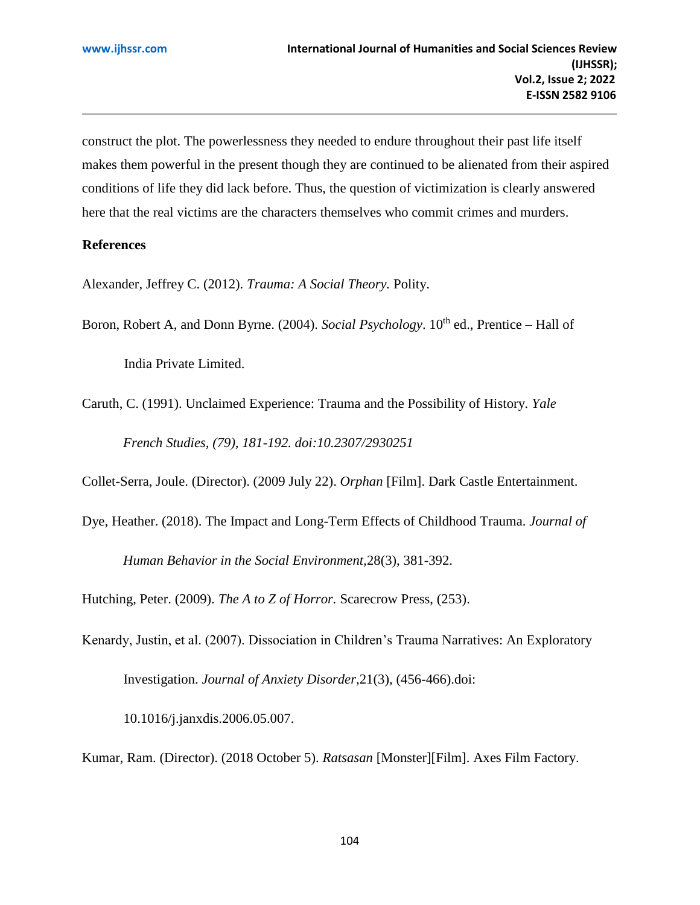construct the plot. The powerlessness they needed to endure throughout their past life itself makes them powerful in the present though they are continued to be alienated from their aspired conditions of life they did lack before. Thus, the question of victimization is clearly answered here that the real victims are the characters themselves who commit crimes and murders.

**References**

Alexander, Jeffrey C. (2012). *Trauma: A Social Theory.* Polity.

Boron, Robert A, and Donn Byrne. (2004). *Social Psychology*. $10^{th}$ ed., Prentice – Hall of India Private Limited.

Caruth, C. (1991). Unclaimed Experience: Trauma and the Possibility of History. *Yale French Studies, (79), 181-192. doi:10.2307/2930251*

Collet-Serra, Joule. (Director). (2009 July 22). *Orphan* [Film]. Dark Castle Entertainment.

Dye, Heather. (2018). The Impact and Long-Term Effects of Childhood Trauma. *Journal of Human Behavior in the Social Environment,*28(3), 381-392.

Hutching, Peter. (2009). *The A to Z of Horror.* Scarecrow Press, (253).

Kenardy, Justin, et al. (2007). Dissociation in Children's Trauma Narratives: An Exploratory Investigation. *Journal of Anxiety Disorder,*21(3), (456-466).doi: 10.1016/j.janxdis.2006.05.007.

Kumar, Ram. (Director). (2018 October 5). *Ratsasan* [Monster][Film]. Axes Film Factory.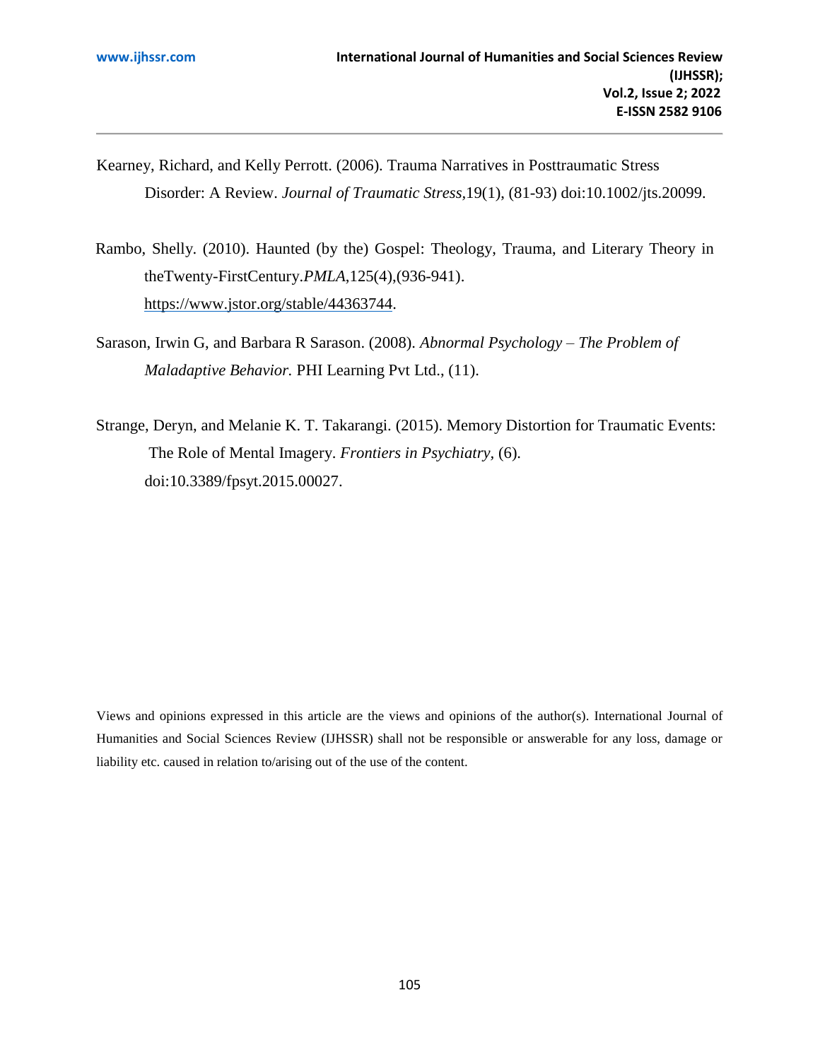Kearney, Richard, and Kelly Perrott. (2006). Trauma Narratives in Posttraumatic Stress Disorder: A Review. *Journal of Traumatic Stress*,19(1), (81-93) doi:10.1002/jts.20099.

Rambo, Shelly. (2010). Haunted (by the) Gospel: Theology, Trauma, and Literary Theory in theTwenty-FirstCentury.*PMLA*,125(4),(936-941). https://www.jstor.org/stable/44363744.

Sarason, Irwin G, and Barbara R Sarason. (2008). *Abnormal Psychology – The Problem of Maladaptive Behavior.* PHI Learning Pvt Ltd., (11).

Strange, Deryn, and Melanie K. T. Takarangi. (2015). Memory Distortion for Traumatic Events: The Role of Mental Imagery. *Frontiers in Psychiatry*, (6). doi:10.3389/fpsyt.2015.00027.

Views and opinions expressed in this article are the views and opinions of the author(s). International Journal of Humanities and Social Sciences Review (IJHSSR) shall not be responsible or answerable for any loss, damage or liability etc. caused in relation to/arising out of the use of the content.